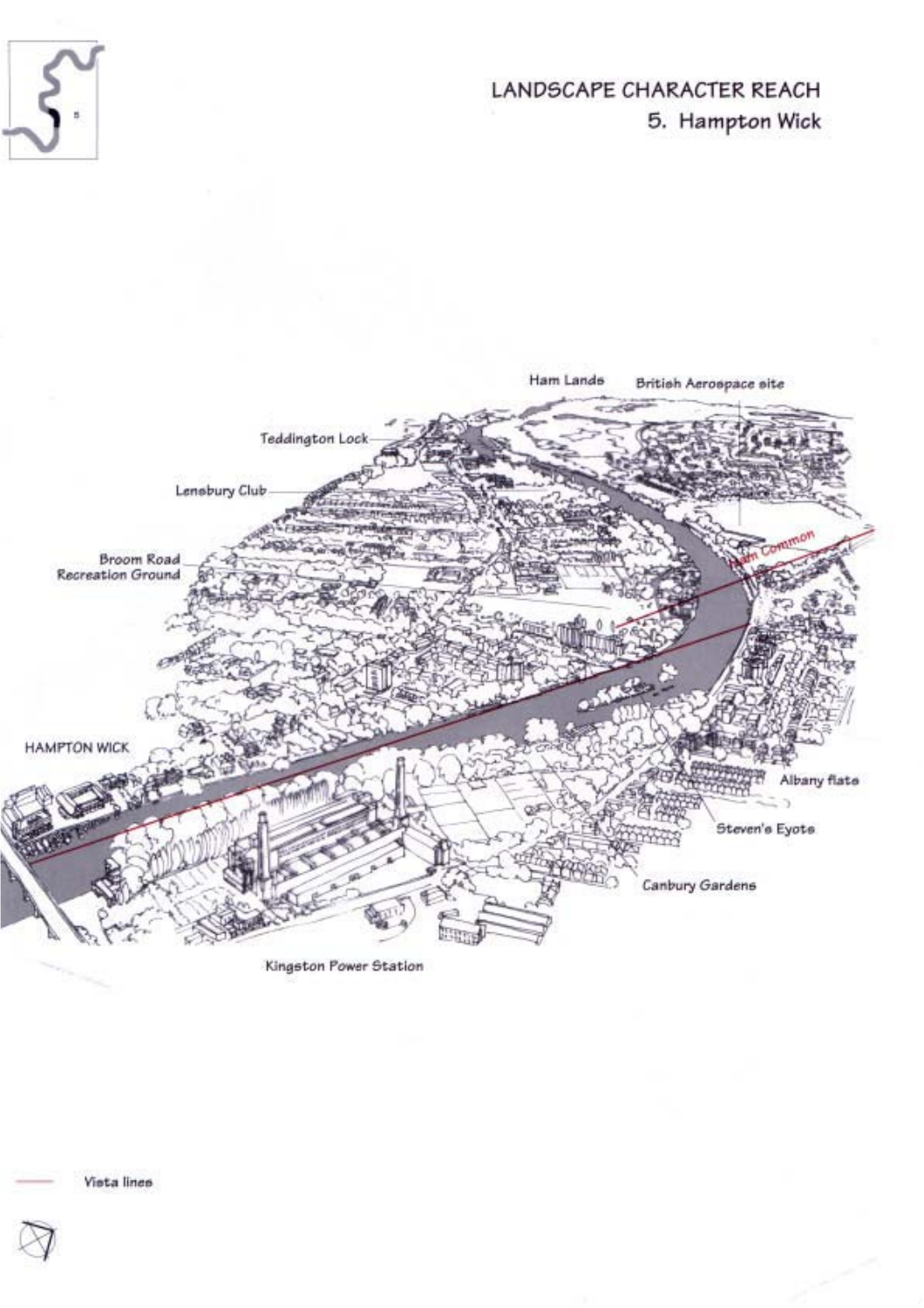# LANDSCAPE CHARACTER REACH

## 5. Hampton Wick

Ham Lands

British Aerospace site

Teddington Lock

Lensbury Club

Broom Road Recreation Ground

Ham Common

HAMPTON WICK

Albany flats

Steven's Eyots

Canbury Gardens

Kingston Power Station

Vista lines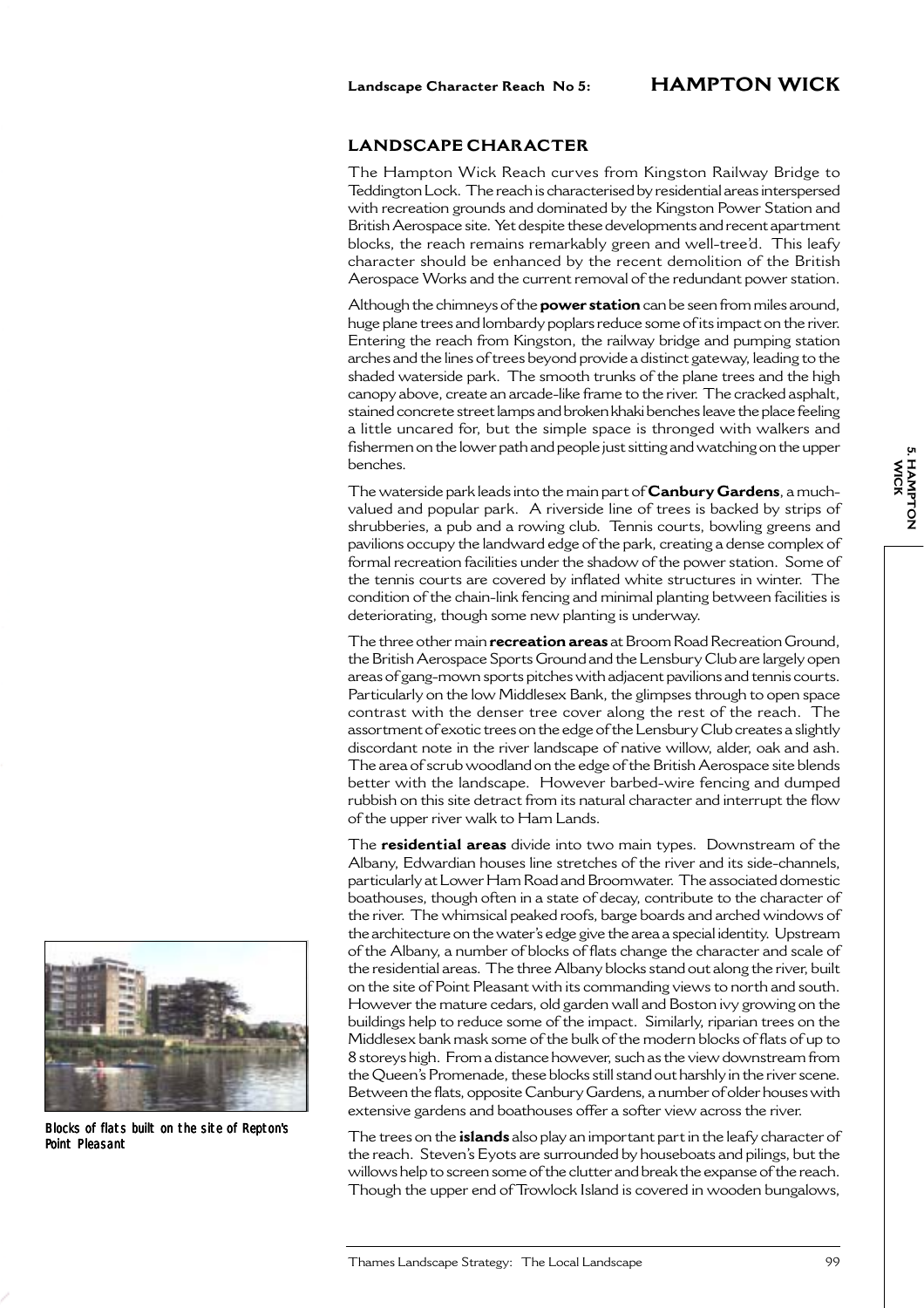**Landscape Character Reach No 5:** **HAMPTON WICK**

## LANDSCAPE CHARACTER

The Hampton Wick Reach curves from Kingston Railway Bridge to Teddington Lock. The reach is characterised by residential areas interspersed with recreation grounds and dominated by the Kingston Power Station and British Aerospace site. Yet despite these developments and recent apartment blocks, the reach remains remarkably green and well-tree'd. This leafy character should be enhanced by the recent demolition of the British Aerospace Works and the current removal of the redundant power station.

Although the chimneys of the **power station** can be seen from miles around, huge plane trees and lombardy poplars reduce some of its impact on the river. Entering the reach from Kingston, the railway bridge and pumping station arches and the lines of trees beyond provide a distinct gateway, leading to the shaded waterside park. The smooth trunks of the plane trees and the high canopy above, create an arcade-like frame to the river. The cracked asphalt, stained concrete street lamps and broken khaki benches leave the place feeling a little uncared for, but the simple space is thronged with walkers and fishermen on the lower path and people just sitting and watching on the upper benches.

The waterside park leads into the main part of **Canbury Gardens**, a much-valued and popular park. A riverside line of trees is backed by strips of shrubberies, a pub and a rowing club. Tennis courts, bowling greens and pavilions occupy the landward edge of the park, creating a dense complex of formal recreation facilities under the shadow of the power station. Some of the tennis courts are covered by inflated white structures in winter. The condition of the chain-link fencing and minimal planting between facilities is deteriorating, though some new planting is underway.

The three other main **recreation areas** at Broom Road Recreation Ground, the British Aerospace Sports Ground and the Lensbury Club are largely open areas of gang-mown sports pitches with adjacent pavilions and tennis courts. Particularly on the low Middlesex Bank, the glimpses through to open space contrast with the denser tree cover along the rest of the reach. The assortment of exotic trees on the edge of the Lensbury Club creates a slightly discordant note in the river landscape of native willow, alder, oak and ash. The area of scrub woodland on the edge of the British Aerospace site blends better with the landscape. However barbed-wire fencing and dumped rubbish on this site detract from its natural character and interrupt the flow of the upper river walk to Ham Lands.

The **residential areas** divide into two main types. Downstream of the Albany, Edwardian houses line stretches of the river and its side-channels, particularly at Lower Ham Road and Broomwater. The associated domestic boathouses, though often in a state of decay, contribute to the character of the river. The whimsical peaked roofs, barge boards and arched windows of the architecture on the water's edge give the area a special identity. Upstream of the Albany, a number of blocks of flats change the character and scale of the residential areas. The three Albany blocks stand out along the river, built on the site of Point Pleasant with its commanding views to north and south. However the mature cedars, old garden wall and Boston ivy growing on the buildings help to reduce some of the impact. Similarly, riparian trees on the Middlesex bank mask some of the bulk of the modern blocks of flats of up to 8 storeys high. From a distance however, such as the view downstream from the Queen's Promenade, these blocks still stand out harshly in the river scene. Between the flats, opposite Canbury Gardens, a number of older houses with extensive gardens and boathouses offer a softer view across the river.

*Blocks of flats built on the site of Repton's Point Pleasant*

The trees on the **islands** also play an important part in the leafy character of the reach. Steven's Eyots are surrounded by houseboats and pilings, but the willows help to screen some of the clutter and break the expanse of the reach. Though the upper end of Trowlock Island is covered in wooden bungalows,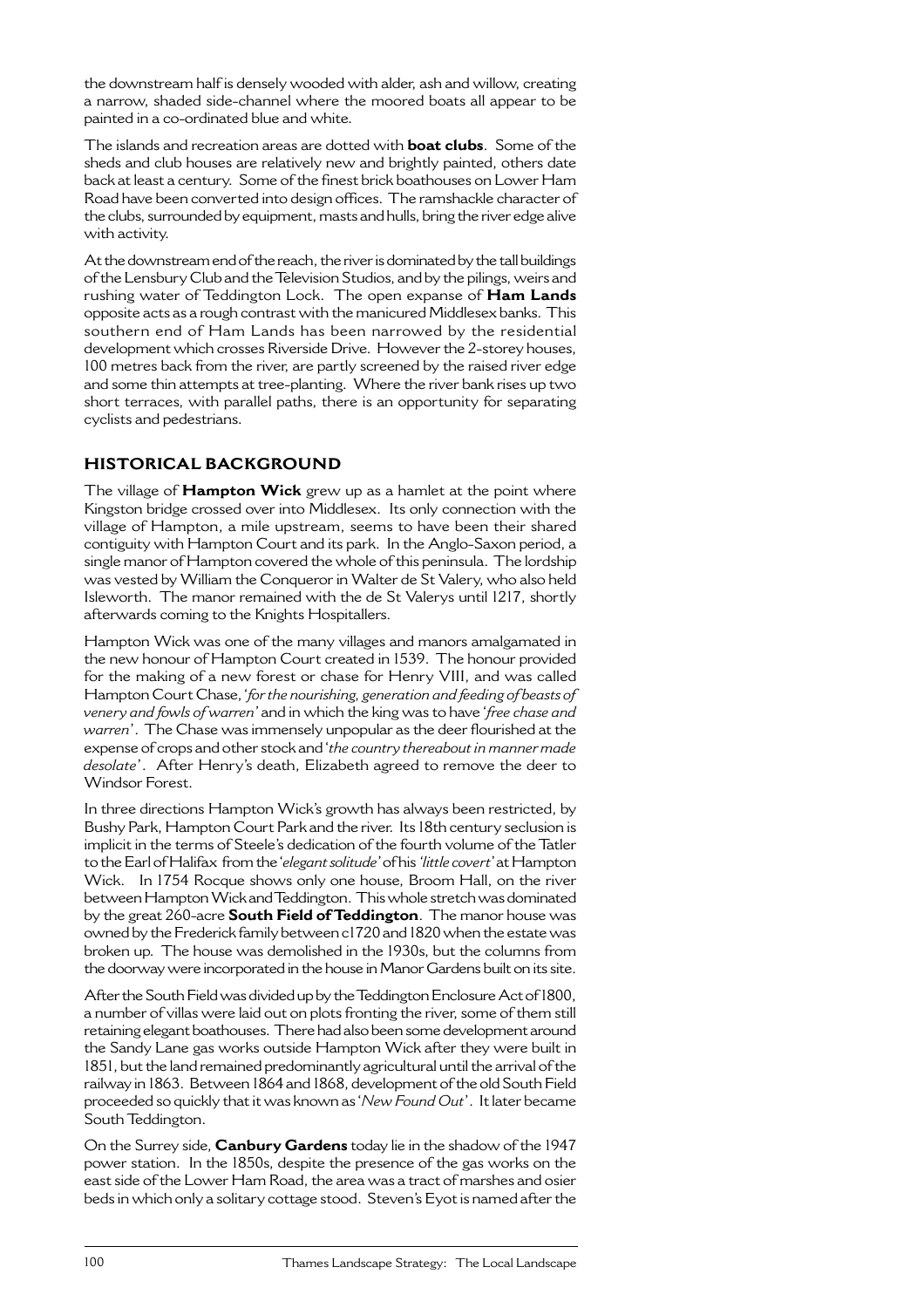the downstream half is densely wooded with alder, ash and willow, creating a narrow, shaded side-channel where the moored boats all appear to be painted in a co-ordinated blue and white.

The islands and recreation areas are dotted with **boat clubs**. Some of the sheds and club houses are relatively new and brightly painted, others date back at least a century. Some of the finest brick boathouses on Lower Ham Road have been converted into design offices. The ramshackle character of the clubs, surrounded by equipment, masts and hulls, bring the river edge alive with activity.

At the downstream end of the reach, the river is dominated by the tall buildings of the Lensbury Club and the Television Studios, and by the pilings, weirs and rushing water of Teddington Lock. The open expanse of **Ham Lands** opposite acts as a rough contrast with the manicured Middlesex banks. This southern end of Ham Lands has been narrowed by the residential development which crosses Riverside Drive. However the 2-storey houses, 100 metres back from the river, are partly screened by the raised river edge and some thin attempts at tree-planting. Where the river bank rises up two short terraces, with parallel paths, there is an opportunity for separating cyclists and pedestrians.

## HISTORICAL BACKGROUND

The village of **Hampton Wick** grew up as a hamlet at the point where Kingston bridge crossed over into Middlesex. Its only connection with the village of Hampton, a mile upstream, seems to have been their shared contiguity with Hampton Court and its park. In the Anglo-Saxon period, a single manor of Hampton covered the whole of this peninsula. The lordship was vested by William the Conqueror in Walter de St Valery, who also held Isleworth. The manor remained with the de St Valerys until 1217, shortly afterwards coming to the Knights Hospitallers.

Hampton Wick was one of the many villages and manors amalgamated in the new honour of Hampton Court created in 1539. The honour provided for the making of a new forest or chase for Henry VIII, and was called Hampton Court Chase, '*for the nourishing, generation and feeding of beasts of venery and fowls of warren*' and in which the king was to have '*free chase and warren*'. The Chase was immensely unpopular as the deer flourished at the expense of crops and other stock and '*the country thereabout in manner made desolate*'. After Henry's death, Elizabeth agreed to remove the deer to Windsor Forest.

In three directions Hampton Wick's growth has always been restricted, by Bushy Park, Hampton Court Park and the river. Its 18th century seclusion is implicit in the terms of Steele's dedication of the fourth volume of the Tatler to the Earl of Halifax from the '*elegant solitude*' of his '*little covert*' at Hampton Wick. In 1754 Rocque shows only one house, Broom Hall, on the river between Hampton Wick and Teddington. This whole stretch was dominated by the great 260-acre **South Field of Teddington**. The manor house was owned by the Frederick family between c1720 and 1820 when the estate was broken up. The house was demolished in the 1930s, but the columns from the doorway were incorporated in the house in Manor Gardens built on its site.

After the South Field was divided up by the Teddington Enclosure Act of 1800, a number of villas were laid out on plots fronting the river, some of them still retaining elegant boathouses. There had also been some development around the Sandy Lane gas works outside Hampton Wick after they were built in 1851, but the land remained predominantly agricultural until the arrival of the railway in 1863. Between 1864 and 1868, development of the old South Field proceeded so quickly that it was known as '*New Found Out*'. It later became South Teddington.

On the Surrey side, **Canbury Gardens** today lie in the shadow of the 1947 power station. In the 1850s, despite the presence of the gas works on the east side of the Lower Ham Road, the area was a tract of marshes and osier beds in which only a solitary cottage stood. Steven's Eyot is named after the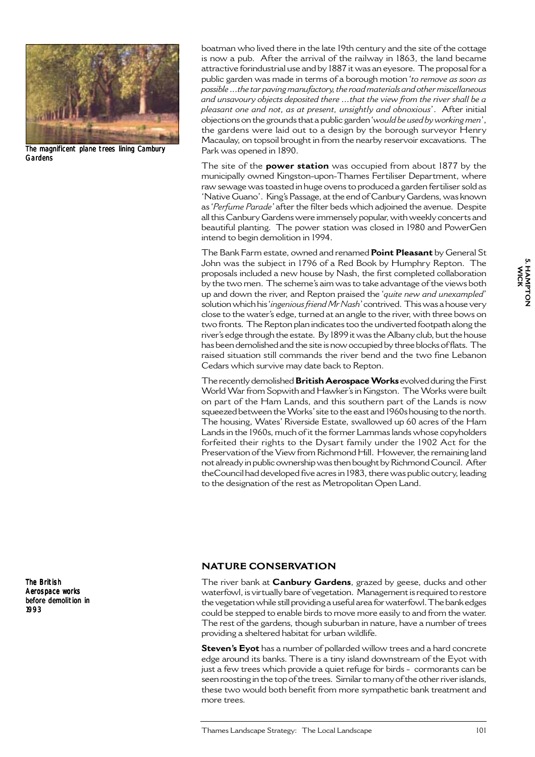The magnificent plane trees lining Canbury Gardens

boatman who lived there in the late 19th century and the site of the cottage is now a pub. After the arrival of the railway in 1863, the land became attractive forindustrial use and by 1887 it was an eyesore. The proposal for a public garden was made in terms of a borough motion '*to remove as soon as possible ...the tar paving manufactory, the road materials and other miscellaneous and unsavoury objects deposited there ...that the view from the river shall be a pleasant one and not, as at present, unsightly and obnoxious*'. After initial objections on the grounds that a public garden '*would be used by working men*', the gardens were laid out to a design by the borough surveyor Henry Macaulay, on topsoil brought in from the nearby reservoir excavations. The Park was opened in 1890.

The site of the **power station** was occupied from about 1877 by the municipally owned Kingston-upon-Thames Fertiliser Department, where raw sewage was toasted in huge ovens to produced a garden fertiliser sold as 'Native Guano'. King's Passage, at the end of Canbury Gardens, was known as '*Perfume Parade*' after the filter beds which adjoined the avenue. Despite all this Canbury Gardens were immensely popular, with weekly concerts and beautiful planting. The power station was closed in 1980 and PowerGen intend to begin demolition in 1994.

The Bank Farm estate, owned and renamed **Point Pleasant** by General St John was the subject in 1796 of a Red Book by Humphry Repton. The proposals included a new house by Nash, the first completed collaboration by the two men. The scheme's aim was to take advantage of the views both up and down the river, and Repton praised the '*quite new and unexampled*' solution which his '*ingenious friend Mr Nash*' contrived. This was a house very close to the water's edge, turned at an angle to the river, with three bows on two fronts. The Repton plan indicates too the undiverted footpath along the river's edge through the estate. By 1899 it was the Albany club, but the house has been demolished and the site is now occupied by three blocks of flats. The raised situation still commands the river bend and the two fine Lebanon Cedars which survive may date back to Repton.

The recently demolished **British Aerospace Works** evolved during the First World War from Sopwith and Hawker's in Kingston. The Works were built on part of the Ham Lands, and this southern part of the Lands is now squeezed between the Works' site to the east and 1960s housing to the north. The housing, Wates' Riverside Estate, swallowed up 60 acres of the Ham Lands in the 1960s, much of it the former Lammas lands whose copyholders forfeited their rights to the Dysart family under the 1902 Act for the Preservation of the View from Richmond Hill. However, the remaining land not already in public ownership was then bought by Richmond Council. After theCouncil had developed five acres in 1983, there was public outcry, leading to the designation of the rest as Metropolitan Open Land.

The British Aerospace works before demolition in 1993

## NATURE CONSERVATION

The river bank at **Canbury Gardens**, grazed by geese, ducks and other waterfowl, is virtually bare of vegetation. Management is required to restore the vegetation while still providing a useful area for waterfowl. The bank edges could be stepped to enable birds to move more easily to and from the water. The rest of the gardens, though suburban in nature, have a number of trees providing a sheltered habitat for urban wildlife.

**Steven's Eyot** has a number of pollarded willow trees and a hard concrete edge around its banks. There is a tiny island downstream of the Eyot with just a few trees which provide a quiet refuge for birds - cormorants can be seen roosting in the top of the trees. Similar to many of the other river islands, these two would both benefit from more sympathetic bank treatment and more trees.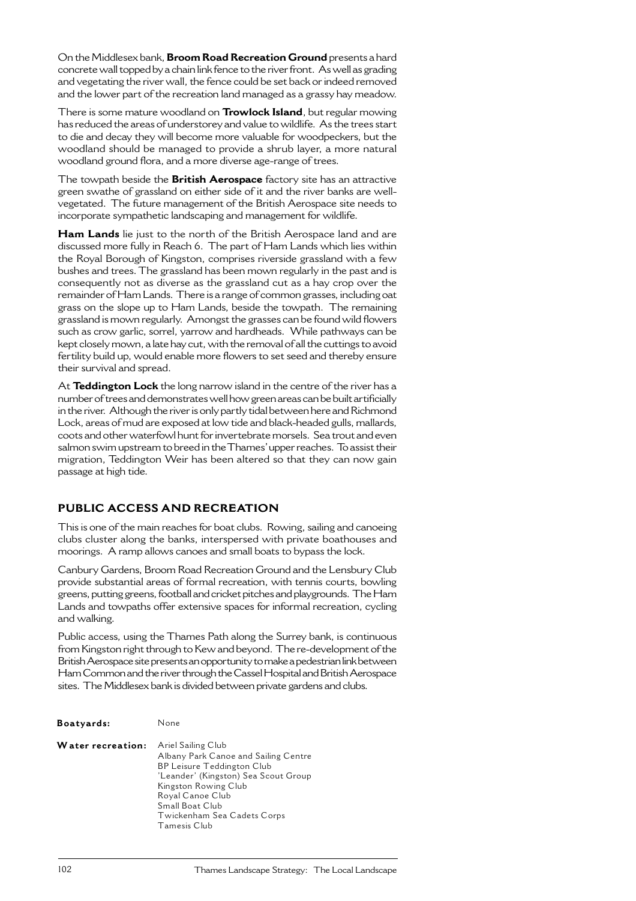On the Middlesex bank, **Broom Road Recreation Ground** presents a hard concrete wall topped by a chain link fence to the river front. As well as grading and vegetating the river wall, the fence could be set back or indeed removed and the lower part of the recreation land managed as a grassy hay meadow.

There is some mature woodland on **Trowlock Island**, but regular mowing has reduced the areas of understorey and value to wildlife. As the trees start to die and decay they will become more valuable for woodpeckers, but the woodland should be managed to provide a shrub layer, a more natural woodland ground flora, and a more diverse age-range of trees.

The towpath beside the **British Aerospace** factory site has an attractive green swathe of grassland on either side of it and the river banks are well-vegetated. The future management of the British Aerospace site needs to incorporate sympathetic landscaping and management for wildlife.

**Ham Lands** lie just to the north of the British Aerospace land and are discussed more fully in Reach 6. The part of Ham Lands which lies within the Royal Borough of Kingston, comprises riverside grassland with a few bushes and trees. The grassland has been mown regularly in the past and is consequently not as diverse as the grassland cut as a hay crop over the remainder of Ham Lands. There is a range of common grasses, including oat grass on the slope up to Ham Lands, beside the towpath. The remaining grassland is mown regularly. Amongst the grasses can be found wild flowers such as crow garlic, sorrel, yarrow and hardheads. While pathways can be kept closely mown, a late hay cut, with the removal of all the cuttings to avoid fertility build up, would enable more flowers to set seed and thereby ensure their survival and spread.

At **Teddington Lock** the long narrow island in the centre of the river has a number of trees and demonstrates well how green areas can be built artificially in the river. Although the river is only partly tidal between here and Richmond Lock, areas of mud are exposed at low tide and black-headed gulls, mallards, coots and other waterfowl hunt for invertebrate morsels. Sea trout and even salmon swim upstream to breed in the Thames' upper reaches. To assist their migration, Teddington Weir has been altered so that they can now gain passage at high tide.

## PUBLIC ACCESS AND RECREATION

This is one of the main reaches for boat clubs. Rowing, sailing and canoeing clubs cluster along the banks, interspersed with private boathouses and moorings. A ramp allows canoes and small boats to bypass the lock.

Canbury Gardens, Broom Road Recreation Ground and the Lensbury Club provide substantial areas of formal recreation, with tennis courts, bowling greens, putting greens, football and cricket pitches and playgrounds. The Ham Lands and towpaths offer extensive spaces for informal recreation, cycling and walking.

Public access, using the Thames Path along the Surrey bank, is continuous from Kingston right through to Kew and beyond. The re-development of the British Aerospace site presents an opportunity to make a pedestrian link between Ham Common and the river through the Cassel Hospital and British Aerospace sites. The Middlesex bank is divided between private gardens and clubs.

**Boatyards:** None

**Water recreation:**
Ariel Sailing Club
Albany Park Canoe and Sailing Centre
BP Leisure Teddington Club
'Leander' (Kingston) Sea Scout Group
Kingston Rowing Club
Royal Canoe Club
Small Boat Club
Twickenham Sea Cadets Corps
Tamesis Club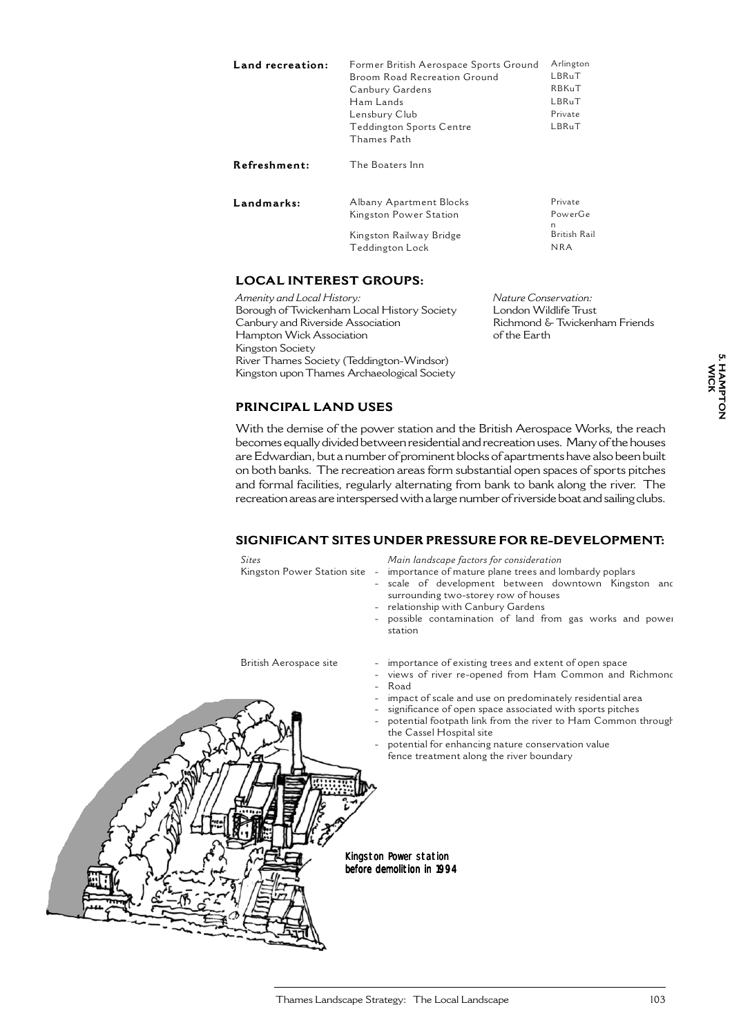| | | |
|---|---|---|
| **Land recreation:** | Former British Aerospace Sports Ground | Arlington |
| | Broom Road Recreation Ground | LBRuT |
| | Canbury Gardens | RBKuT |
| | Ham Lands | LBRuT |
| | Lensbury Club | Private |
| | Teddington Sports Centre | LBRuT |
| | Thames Path | |
| **Refreshment:** | The Boaters Inn | |
| **Landmarks:** | Albany Apartment Blocks | Private |
| | Kingston Power Station | PowerGen |
| | Kingston Railway Bridge | British Rail |
| | Teddington Lock | NRA |

## LOCAL INTEREST GROUPS:

*Amenity and Local History:*
Borough of Twickenham Local History Society
Canbury and Riverside Association
Hampton Wick Association
Kingston Society
River Thames Society (Teddington-Windsor)
Kingston upon Thames Archaeological Society

*Nature Conservation:*
London Wildlife Trust
Richmond & Twickenham Friends of the Earth

## PRINCIPAL LAND USES

With the demise of the power station and the British Aerospace Works, the reach becomes equally divided between residential and recreation uses. Many of the houses are Edwardian, but a number of prominent blocks of apartments have also been built on both banks. The recreation areas form substantial open spaces of sports pitches and formal facilities, regularly alternating from bank to bank along the river. The recreation areas are interspersed with a large number of riverside boat and sailing clubs.

## SIGNIFICANT SITES UNDER PRESSURE FOR RE-DEVELOPMENT:

| *Sites* | *Main landscape factors for consideration* |
|---|---|
| Kingston Power Station site | - importance of mature plane trees and lombardy poplars<br>- scale of development between downtown Kingston and surrounding two-storey row of houses<br>- relationship with Canbury Gardens<br>- possible contamination of land from gas works and power station |
| British Aerospace site | - importance of existing trees and extent of open space<br>- views of river re-opened from Ham Common and Richmond Road<br>- impact of scale and use on predominately residential area<br>- significance of open space associated with sports pitches<br>- potential footpath link from the river to Ham Common through the Cassel Hospital site<br>- potential for enhancing nature conservation value fence treatment along the river boundary |

Kingston Power station before demolition in 1994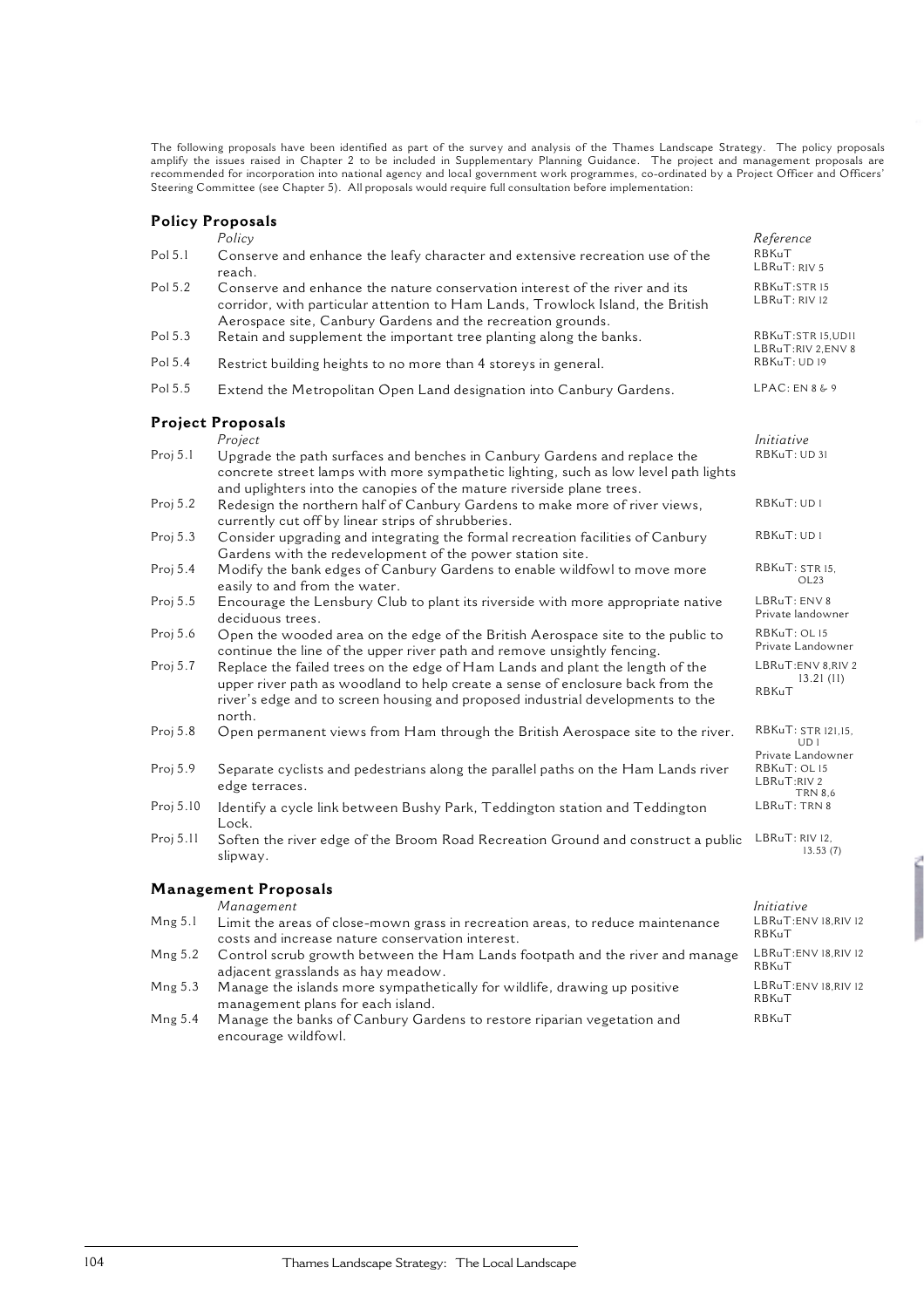The following proposals have been identified as part of the survey and analysis of the Thames Landscape Strategy. The policy proposals amplify the issues raised in Chapter 2 to be included in Supplementary Planning Guidance. The project and management proposals are recommended for incorporation into national agency and local government work programmes, co-ordinated by a Project Officer and Officers' Steering Committee (see Chapter 5). All proposals would require full consultation before implementation:

## Policy Proposals

| | *Policy* | *Reference* |
|---|---|---|
| Pol 5.1 | Conserve and enhance the leafy character and extensive recreation use of the reach. | RBKuT<br>LBRuT: RIV 5 |
| Pol 5.2 | Conserve and enhance the nature conservation interest of the river and its corridor, with particular attention to Ham Lands, Trowlock Island, the British Aerospace site, Canbury Gardens and the recreation grounds. | RBKuT:STR 15<br>LBRuT: RIV 12 |
| Pol 5.3 | Retain and supplement the important tree planting along the banks. | RBKuT:STR 15,UD11<br>LBRuT:RIV 2,ENV 8 |
| Pol 5.4 | Restrict building heights to no more than 4 storeys in general. | RBKuT: UD 19 |
| Pol 5.5 | Extend the Metropolitan Open Land designation into Canbury Gardens. | LPAC: EN 8 & 9 |

## Project Proposals

| | *Project* | *Initiative* |
|---|---|---|
| Proj 5.1 | Upgrade the path surfaces and benches in Canbury Gardens and replace the concrete street lamps with more sympathetic lighting, such as low level path lights and uplighters into the canopies of the mature riverside plane trees. | RBKuT: UD 31 |
| Proj 5.2 | Redesign the northern half of Canbury Gardens to make more of river views, currently cut off by linear strips of shrubberies. | RBKuT: UD 1 |
| Proj 5.3 | Consider upgrading and integrating the formal recreation facilities of Canbury Gardens with the redevelopment of the power station site. | RBKuT: UD 1 |
| Proj 5.4 | Modify the bank edges of Canbury Gardens to enable wildfowl to move more easily to and from the water. | RBKuT: STR 15, OL23 |
| Proj 5.5 | Encourage the Lensbury Club to plant its riverside with more appropriate native deciduous trees. | LBRuT: ENV 8<br>Private landowner |
| Proj 5.6 | Open the wooded area on the edge of the British Aerospace site to the public to continue the line of the upper river path and remove unsightly fencing. | RBKuT: OL 15<br>Private Landowner |
| Proj 5.7 | Replace the failed trees on the edge of Ham Lands and plant the length of the upper river path as woodland to help create a sense of enclosure back from the river's edge and to screen housing and proposed industrial developments to the north. | LBRuT:ENV 8,RIV 2 13.21 (11)<br>RBKuT |
| Proj 5.8 | Open permanent views from Ham through the British Aerospace site to the river. | RBKuT: STR 121,15, UD 1<br>Private Landowner |
| Proj 5.9 | Separate cyclists and pedestrians along the parallel paths on the Ham Lands river edge terraces. | RBKuT: OL 15<br>LBRuT:RIV 2 TRN 8,6 |
| Proj 5.10 | Identify a cycle link between Bushy Park, Teddington station and Teddington Lock. | LBRuT: TRN 8 |
| Proj 5.11 | Soften the river edge of the Broom Road Recreation Ground and construct a public slipway. | LBRuT: RIV 12, 13.53 (7) |

## Management Proposals

| | *Management* | *Initiative* |
|---|---|---|
| Mng 5.1 | Limit the areas of close-mown grass in recreation areas, to reduce maintenance costs and increase nature conservation interest. | LBRuT:ENV 18,RIV 12<br>RBKuT |
| Mng 5.2 | Control scrub growth between the Ham Lands footpath and the river and manage adjacent grasslands as hay meadow. | LBRuT:ENV 18,RIV 12<br>RBKuT |
| Mng 5.3 | Manage the islands more sympathetically for wildlife, drawing up positive management plans for each island. | LBRuT:ENV 18,RIV 12<br>RBKuT |
| Mng 5.4 | Manage the banks of Canbury Gardens to restore riparian vegetation and encourage wildfowl. | RBKuT |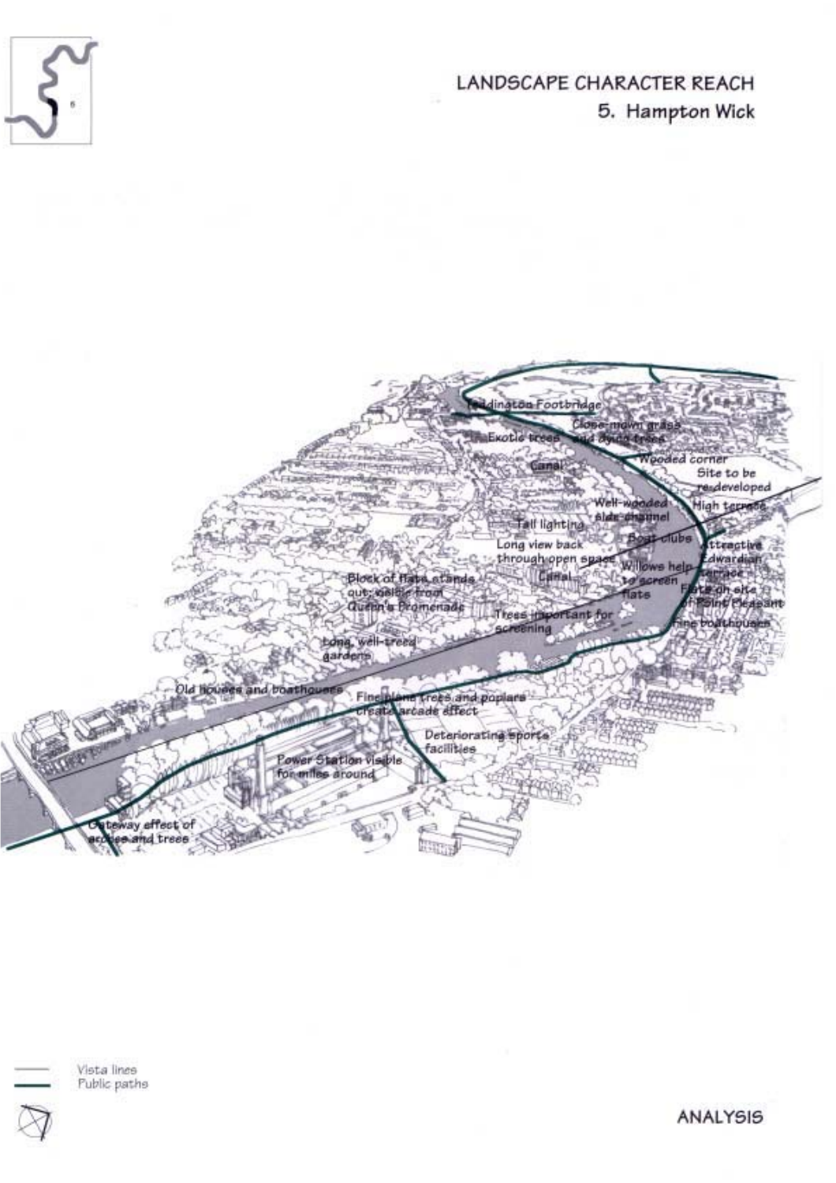# LANDSCAPE CHARACTER REACH

## 5. Hampton Wick

Teddington Footbridge
Close-mown grass and dying trees
Exotic trees
Canal
Wooded corner
Site to be re-developed
High terrace
Well-wooded side channel
Tall lighting
Boat clubs
Long view back through open space
Attractive Edwardian terrace
Canal
Willows help to screen flats
Flats on site of Point Pleasant
Block of flats stands out; visible from Queen's Promenade
Trees important for screening
Fine boathouses
Long, well-treed gardens
Old houses and boathouses
Fine plane trees and poplars create arcade effect
Deteriorating sports facilities
Power Station visible for miles around
Gateway effect of arches and trees

Vista lines
Public paths

ANALYSIS